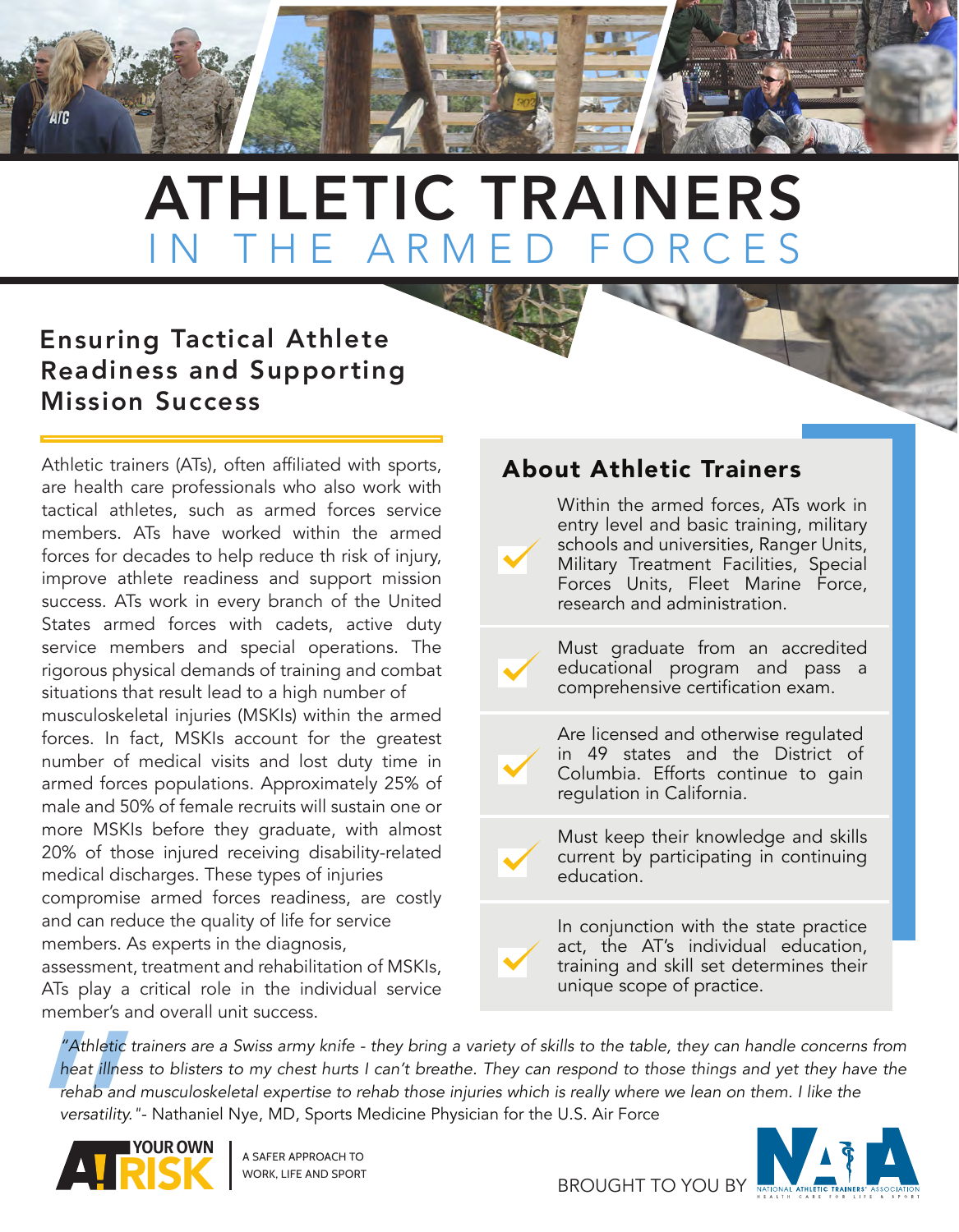# ATHLETIC TRAINERS
## IN THE ARMED FORCES

### Ensuring Tactical Athlete Readiness and Supporting Mission Success

Athletic trainers (ATs), often affiliated with sports, are health care professionals who also work with tactical athletes, such as armed forces service members. ATs have worked within the armed forces for decades to help reduce th risk of injury, improve athlete readiness and support mission success. ATs work in every branch of the United States armed forces with cadets, active duty service members and special operations. The rigorous physical demands of training and combat situations that result lead to a high number of musculoskeletal injuries (MSKIs) within the armed forces. In fact, MSKIs account for the greatest number of medical visits and lost duty time in armed forces populations. Approximately 25% of male and 50% of female recruits will sustain one or more MSKIs before they graduate, with almost 20% of those injured receiving disability-related medical discharges. These types of injuries compromise armed forces readiness, are costly and can reduce the quality of life for service members. As experts in the diagnosis, assessment, treatment and rehabilitation of MSKIs, ATs play a critical role in the individual service member's and overall unit success.

### About Athletic Trainers

- Within the armed forces, ATs work in entry level and basic training, military schools and universities, Ranger Units, Military Treatment Facilities, Special Forces Units, Fleet Marine Force, research and administration.
- Must graduate from an accredited educational program and pass a comprehensive certification exam.
- Are licensed and otherwise regulated in 49 states and the District of Columbia. Efforts continue to gain regulation in California.
- Must keep their knowledge and skills current by participating in continuing education.
- In conjunction with the state practice act, the AT's individual education, training and skill set determines their unique scope of practice.

*"Athletic trainers are a Swiss army knife - they bring a variety of skills to the table, they can handle concerns from heat illness to blisters to my chest hurts I can't breathe. They can respond to those things and yet they have the rehab and musculoskeletal expertise to rehab those injuries which is really where we lean on them. I like the versatility."* - Nathaniel Nye, MD, Sports Medicine Physician for the U.S. Air Force

AT YOUR OWN RISK | A SAFER APPROACH TO WORK, LIFE AND SPORT

BROUGHT TO YOU BY NATA — NATIONAL ATHLETIC TRAINERS' ASSOCIATION — HEALTH CARE FOR LIFE & SPORT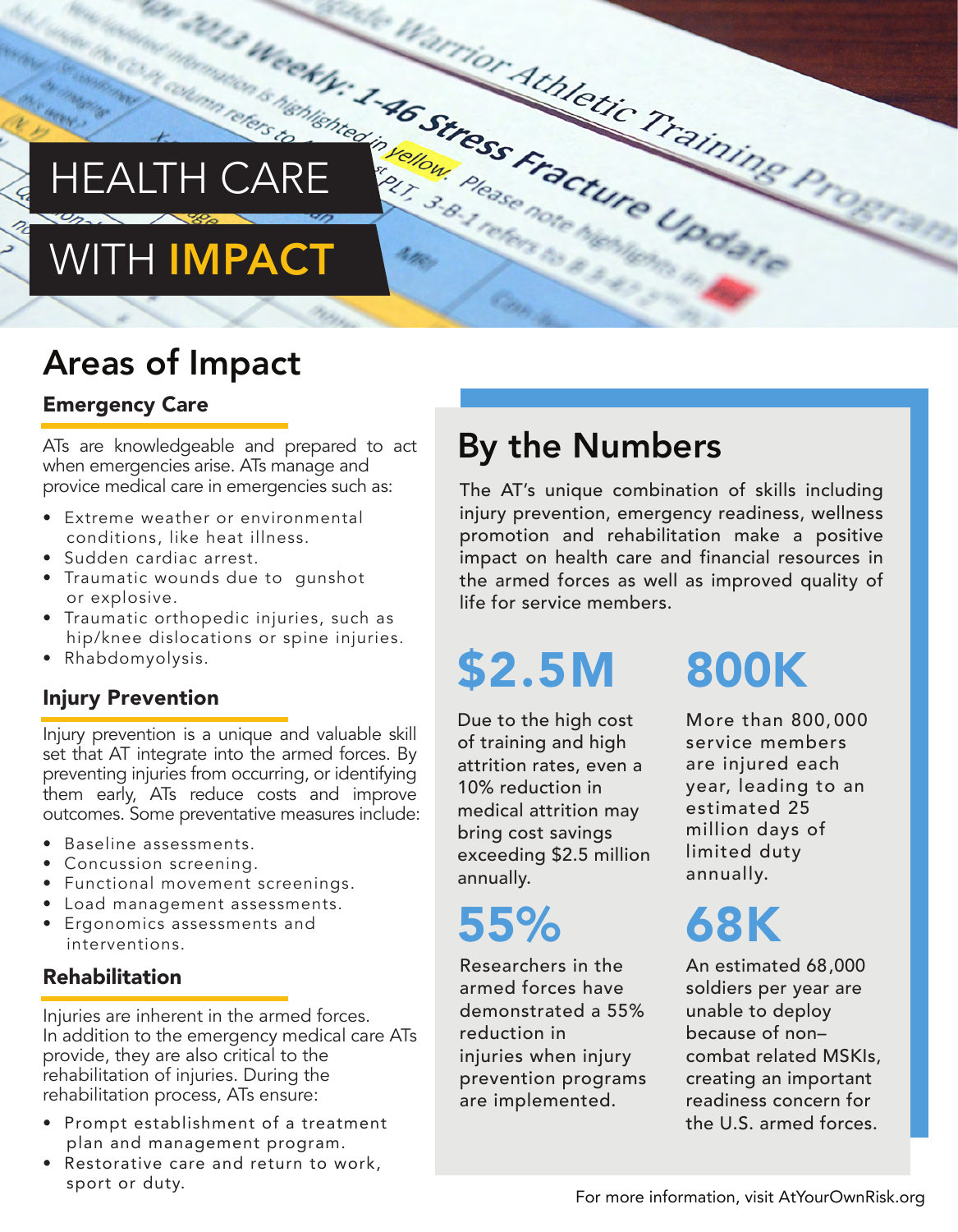# HEALTH CARE WITH IMPACT

## Areas of Impact

### Emergency Care

ATs are knowledgeable and prepared to act when emergencies arise. ATs manage and provice medical care in emergencies such as:

- Extreme weather or environmental conditions, like heat illness.
- Sudden cardiac arrest.
- Traumatic wounds due to gunshot or explosive.
- Traumatic orthopedic injuries, such as hip/knee dislocations or spine injuries.
- Rhabdomyolysis.

### Injury Prevention

Injury prevention is a unique and valuable skill set that AT integrate into the armed forces. By preventing injuries from occurring, or identifying them early, ATs reduce costs and improve outcomes. Some preventative measures include:

- Baseline assessments.
- Concussion screening.
- Functional movement screenings.
- Load management assessments.
- Ergonomics assessments and interventions.

### Rehabilitation

Injuries are inherent in the armed forces. In addition to the emergency medical care ATs provide, they are also critical to the rehabilitation of injuries. During the rehabilitation process, ATs ensure:

- Prompt establishment of a treatment plan and management program.
- Restorative care and return to work, sport or duty.

## By the Numbers

The AT's unique combination of skills including injury prevention, emergency readiness, wellness promotion and rehabilitation make a positive impact on health care and financial resources in the armed forces as well as improved quality of life for service members.

**$2.5M**

Due to the high cost of training and high attrition rates, even a 10% reduction in medical attrition may bring cost savings exceeding $2.5 million annually.

**800K**

More than 800,000 service members are injured each year, leading to an estimated 25 million days of limited duty annually.

**55%**

Researchers in the armed forces have demonstrated a 55% reduction in injuries when injury prevention programs are implemented.

**68K**

An estimated 68,000 soldiers per year are unable to deploy because of non–combat related MSKIs, creating an important readiness concern for the U.S. armed forces.

For more information, visit AtYourOwnRisk.org